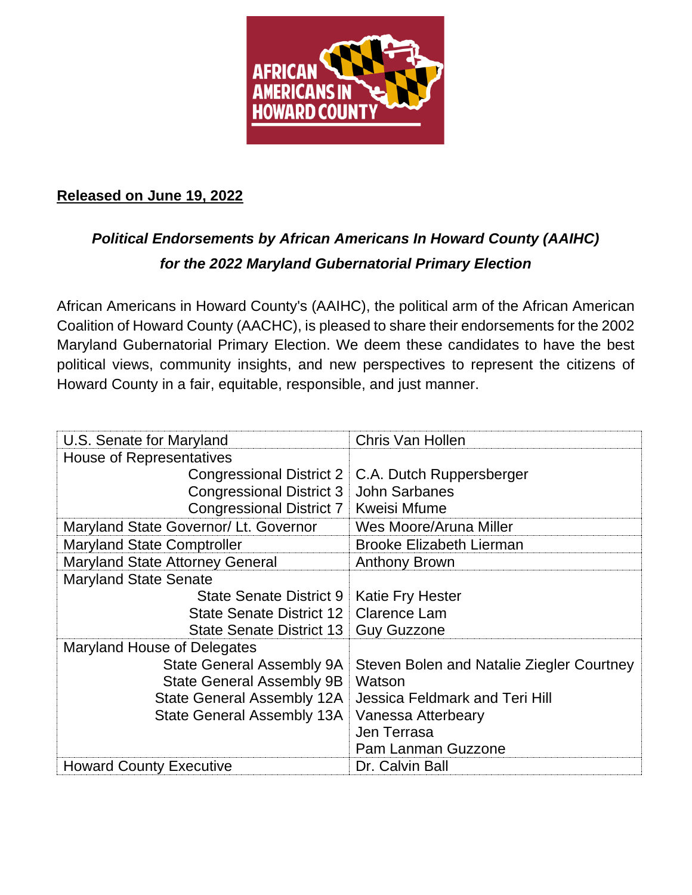**AFRICAN AMERICANS IN HOWARD COUNTY**

**Released on June 19, 2022**

***Political Endorsements by African Americans In Howard County (AAIHC) for the 2022 Maryland Gubernatorial Primary Election***

African Americans in Howard County's (AAIHC), the political arm of the African American Coalition of Howard County (AACHC), is pleased to share their endorsements for the 2002 Maryland Gubernatorial Primary Election. We deem these candidates to have the best political views, community insights, and new perspectives to represent the citizens of Howard County in a fair, equitable, responsible, and just manner.

| Office | Candidate |
|---|---|
| U.S. Senate for Maryland | Chris Van Hollen |
| House of Representatives | |
| Congressional District 2 | C.A. Dutch Ruppersberger |
| Congressional District 3 | John Sarbanes |
| Congressional District 7 | Kweisi Mfume |
| Maryland State Governor/ Lt. Governor | Wes Moore/Aruna Miller |
| Maryland State Comptroller | Brooke Elizabeth Lierman |
| Maryland State Attorney General | Anthony Brown |
| Maryland State Senate | |
| State Senate District 9 | Katie Fry Hester |
| State Senate District 12 | Clarence Lam |
| State Senate District 13 | Guy Guzzone |
| Maryland House of Delegates | |
| State General Assembly 9A | Steven Bolen and Natalie Ziegler Courtney |
| State General Assembly 9B | Watson |
| State General Assembly 12A | Jessica Feldmark and Teri Hill |
| State General Assembly 13A | Vanessa Atterbeary<br>Jen Terrasa<br>Pam Lanman Guzzone |
| Howard County Executive | Dr. Calvin Ball |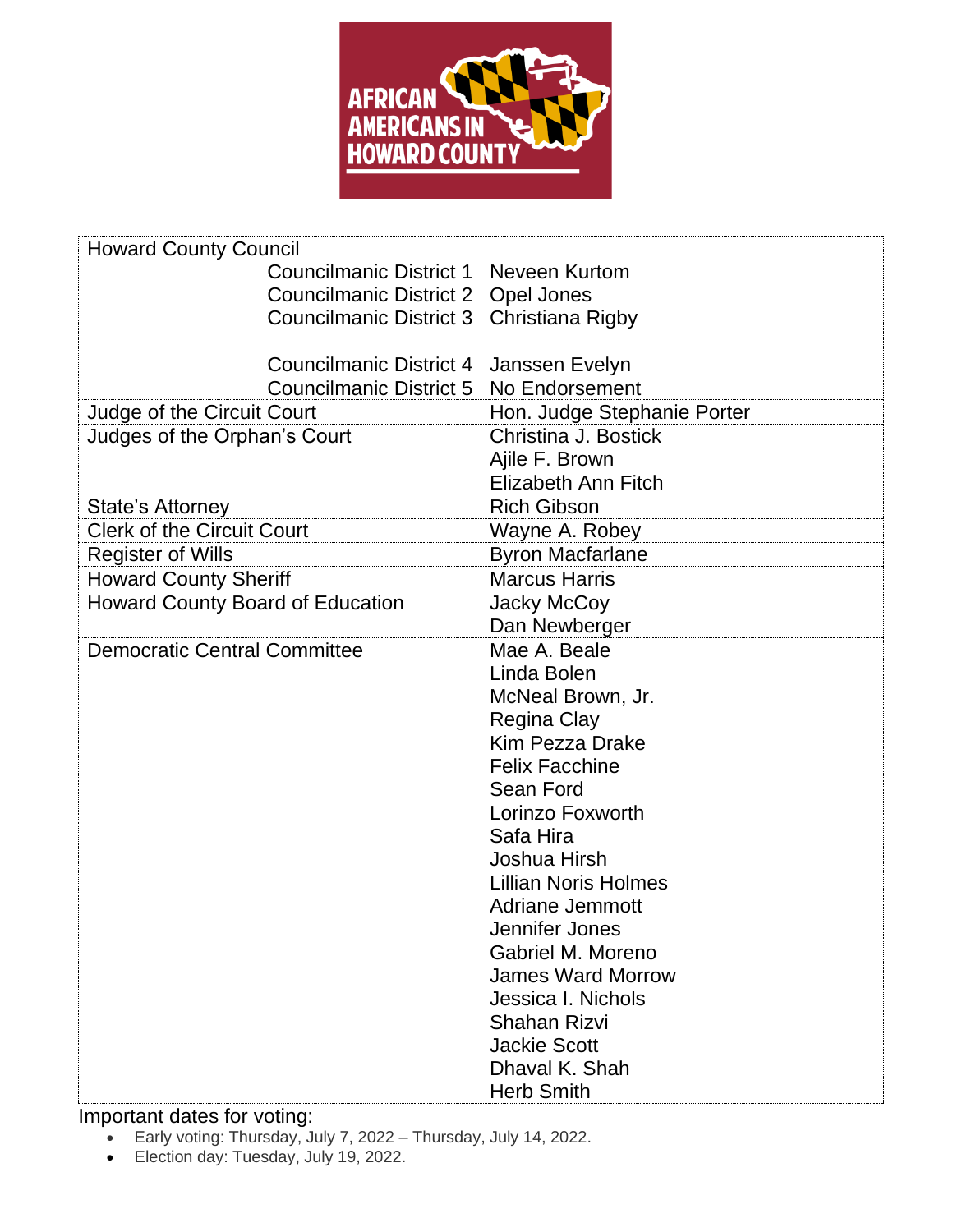| | |
|---|---|
| Howard County Council | |
| Councilmanic District 1 | Neveen Kurtom |
| Councilmanic District 2 | Opel Jones |
| Councilmanic District 3 | Christiana Rigby |
| Councilmanic District 4 | Janssen Evelyn |
| Councilmanic District 5 | No Endorsement |
| Judge of the Circuit Court | Hon. Judge Stephanie Porter |
| Judges of the Orphan's Court | Christina J. Bostick<br>Ajile F. Brown<br>Elizabeth Ann Fitch |
| State's Attorney | Rich Gibson |
| Clerk of the Circuit Court | Wayne A. Robey |
| Register of Wills | Byron Macfarlane |
| Howard County Sheriff | Marcus Harris |
| Howard County Board of Education | Jacky McCoy<br>Dan Newberger |
| Democratic Central Committee | Mae A. Beale<br>Linda Bolen<br>McNeal Brown, Jr.<br>Regina Clay<br>Kim Pezza Drake<br>Felix Facchine<br>Sean Ford<br>Lorinzo Foxworth<br>Safa Hira<br>Joshua Hirsh<br>Lillian Noris Holmes<br>Adriane Jemmott<br>Jennifer Jones<br>Gabriel M. Moreno<br>James Ward Morrow<br>Jessica I. Nichols<br>Shahan Rizvi<br>Jackie Scott<br>Dhaval K. Shah<br>Herb Smith |

Important dates for voting:

- Early voting: Thursday, July 7, 2022 – Thursday, July 14, 2022.
- Election day: Tuesday, July 19, 2022.